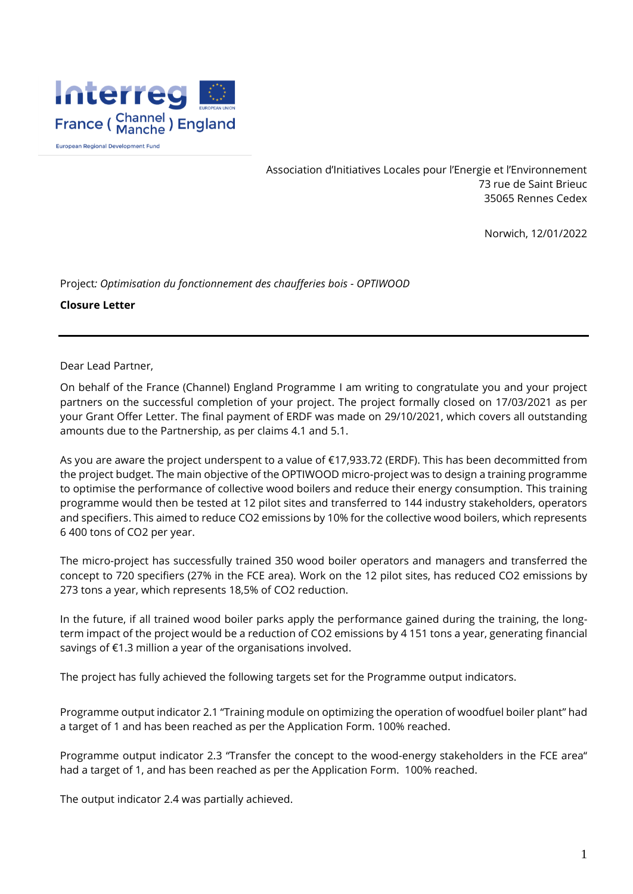Interreg France (Channel Manche) England

European Regional Development Fund

Association d'Initiatives Locales pour l'Energie et l'Environnement
73 rue de Saint Brieuc
35065 Rennes Cedex

Norwich, 12/01/2022

Project: *Optimisation du fonctionnement des chaufferies bois - OPTIWOOD*

**Closure Letter**

---

Dear Lead Partner,

On behalf of the France (Channel) England Programme I am writing to congratulate you and your project partners on the successful completion of your project. The project formally closed on 17/03/2021 as per your Grant Offer Letter. The final payment of ERDF was made on 29/10/2021, which covers all outstanding amounts due to the Partnership, as per claims 4.1 and 5.1.

As you are aware the project underspent to a value of €17,933.72 (ERDF). This has been decommitted from the project budget. The main objective of the OPTIWOOD micro-project was to design a training programme to optimise the performance of collective wood boilers and reduce their energy consumption. This training programme would then be tested at 12 pilot sites and transferred to 144 industry stakeholders, operators and specifiers. This aimed to reduce $CO_2$ emissions by 10% for the collective wood boilers, which represents 6 400 tons of $CO_2$ per year.

The micro-project has successfully trained 350 wood boiler operators and managers and transferred the concept to 720 specifiers (27% in the FCE area). Work on the 12 pilot sites, has reduced $CO_2$ emissions by 273 tons a year, which represents 18,5% of $CO_2$ reduction.

In the future, if all trained wood boiler parks apply the performance gained during the training, the long-term impact of the project would be a reduction of $CO_2$ emissions by 4 151 tons a year, generating financial savings of €1.3 million a year of the organisations involved.

The project has fully achieved the following targets set for the Programme output indicators.

Programme output indicator 2.1 "Training module on optimizing the operation of woodfuel boiler plant" had a target of 1 and has been reached as per the Application Form. 100% reached.

Programme output indicator 2.3 "Transfer the concept to the wood-energy stakeholders in the FCE area" had a target of 1, and has been reached as per the Application Form. 100% reached.

The output indicator 2.4 was partially achieved.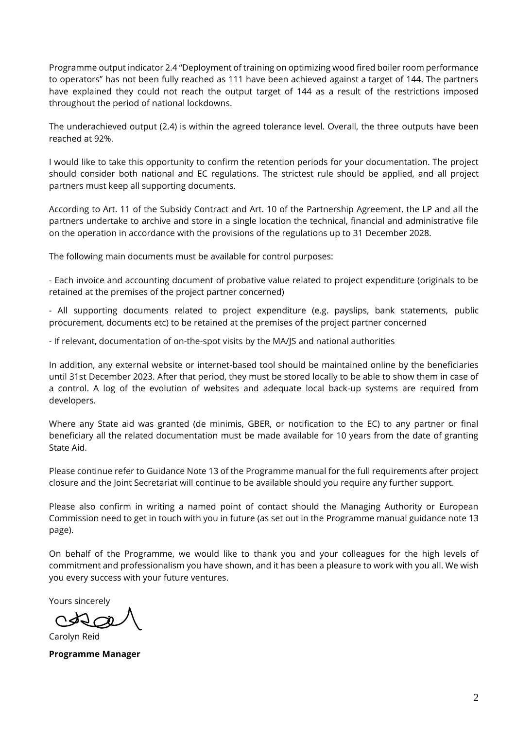Programme output indicator 2.4 "Deployment of training on optimizing wood fired boiler room performance to operators" has not been fully reached as 111 have been achieved against a target of 144. The partners have explained they could not reach the output target of 144 as a result of the restrictions imposed throughout the period of national lockdowns.

The underachieved output (2.4) is within the agreed tolerance level. Overall, the three outputs have been reached at 92%.

I would like to take this opportunity to confirm the retention periods for your documentation. The project should consider both national and EC regulations. The strictest rule should be applied, and all project partners must keep all supporting documents.

According to Art. 11 of the Subsidy Contract and Art. 10 of the Partnership Agreement, the LP and all the partners undertake to archive and store in a single location the technical, financial and administrative file on the operation in accordance with the provisions of the regulations up to 31 December 2028.

The following main documents must be available for control purposes:

- Each invoice and accounting document of probative value related to project expenditure (originals to be retained at the premises of the project partner concerned)

- All supporting documents related to project expenditure (e.g. payslips, bank statements, public procurement, documents etc) to be retained at the premises of the project partner concerned

- If relevant, documentation of on-the-spot visits by the MA/JS and national authorities

In addition, any external website or internet-based tool should be maintained online by the beneficiaries until 31st December 2023. After that period, they must be stored locally to be able to show them in case of a control. A log of the evolution of websites and adequate local back-up systems are required from developers.

Where any State aid was granted (de minimis, GBER, or notification to the EC) to any partner or final beneficiary all the related documentation must be made available for 10 years from the date of granting State Aid.

Please continue refer to Guidance Note 13 of the Programme manual for the full requirements after project closure and the Joint Secretariat will continue to be available should you require any further support.

Please also confirm in writing a named point of contact should the Managing Authority or European Commission need to get in touch with you in future (as set out in the Programme manual guidance note 13 page).

On behalf of the Programme, we would like to thank you and your colleagues for the high levels of commitment and professionalism you have shown, and it has been a pleasure to work with you all. We wish you every success with your future ventures.

Yours sincerely

Carolyn Reid

**Programme Manager**